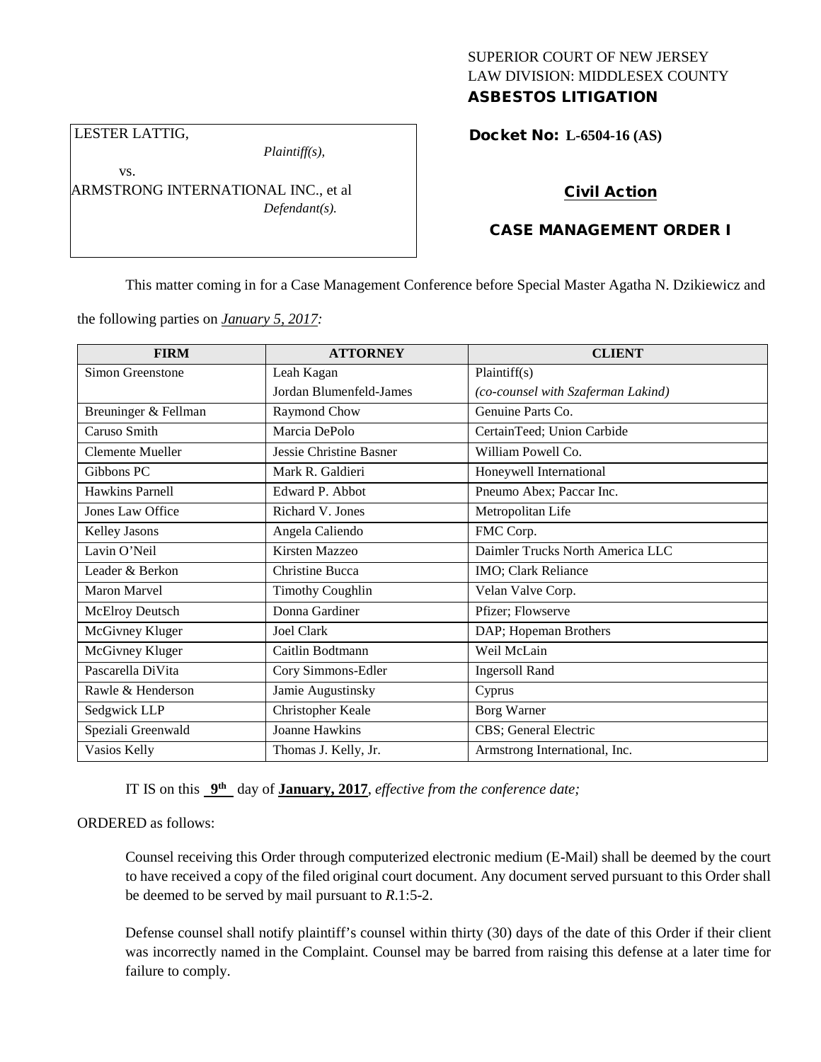SUPERIOR COURT OF NEW JERSEY
LAW DIVISION: MIDDLESEX COUNTY
**ASBESTOS LITIGATION**

LESTER LATTIG,
*Plaintiff(s),*
vs.
ARMSTRONG INTERNATIONAL INC., et al
*Defendant(s).*

**Docket No: L-6504-16 (AS)**

**Civil Action**

**CASE MANAGEMENT ORDER I**

This matter coming in for a Case Management Conference before Special Master Agatha N. Dzikiewicz and the following parties on *January 5, 2017:*

| FIRM | ATTORNEY | CLIENT |
|---|---|---|
| Simon Greenstone | Leah Kagan<br>Jordan Blumenfeld-James | Plaintiff(s)<br>*(co-counsel with Szaferman Lakind)* |
| Breuninger & Fellman | Raymond Chow | Genuine Parts Co. |
| Caruso Smith | Marcia DePolo | CertainTeed; Union Carbide |
| Clemente Mueller | Jessie Christine Basner | William Powell Co. |
| Gibbons PC | Mark R. Galdieri | Honeywell International |
| Hawkins Parnell | Edward P. Abbot | Pneumo Abex; Paccar Inc. |
| Jones Law Office | Richard V. Jones | Metropolitan Life |
| Kelley Jasons | Angela Caliendo | FMC Corp. |
| Lavin O'Neil | Kirsten Mazzeo | Daimler Trucks North America LLC |
| Leader & Berkon | Christine Bucca | IMO; Clark Reliance |
| Maron Marvel | Timothy Coughlin | Velan Valve Corp. |
| McElroy Deutsch | Donna Gardiner | Pfizer; Flowserve |
| McGivney Kluger | Joel Clark | DAP; Hopeman Brothers |
| McGivney Kluger | Caitlin Bodtmann | Weil McLain |
| Pascarella DiVita | Cory Simmons-Edler | Ingersoll Rand |
| Rawle & Henderson | Jamie Augustinsky | Cyprus |
| Sedgwick LLP | Christopher Keale | Borg Warner |
| Speziali Greenwald | Joanne Hawkins | CBS; General Electric |
| Vasios Kelly | Thomas J. Kelly, Jr. | Armstrong International, Inc. |

IT IS on this **9th** day of **January, 2017**, *effective from the conference date;*

ORDERED as follows:

Counsel receiving this Order through computerized electronic medium (E-Mail) shall be deemed by the court to have received a copy of the filed original court document. Any document served pursuant to this Order shall be deemed to be served by mail pursuant to *R*.1:5-2.

Defense counsel shall notify plaintiff's counsel within thirty (30) days of the date of this Order if their client was incorrectly named in the Complaint. Counsel may be barred from raising this defense at a later time for failure to comply.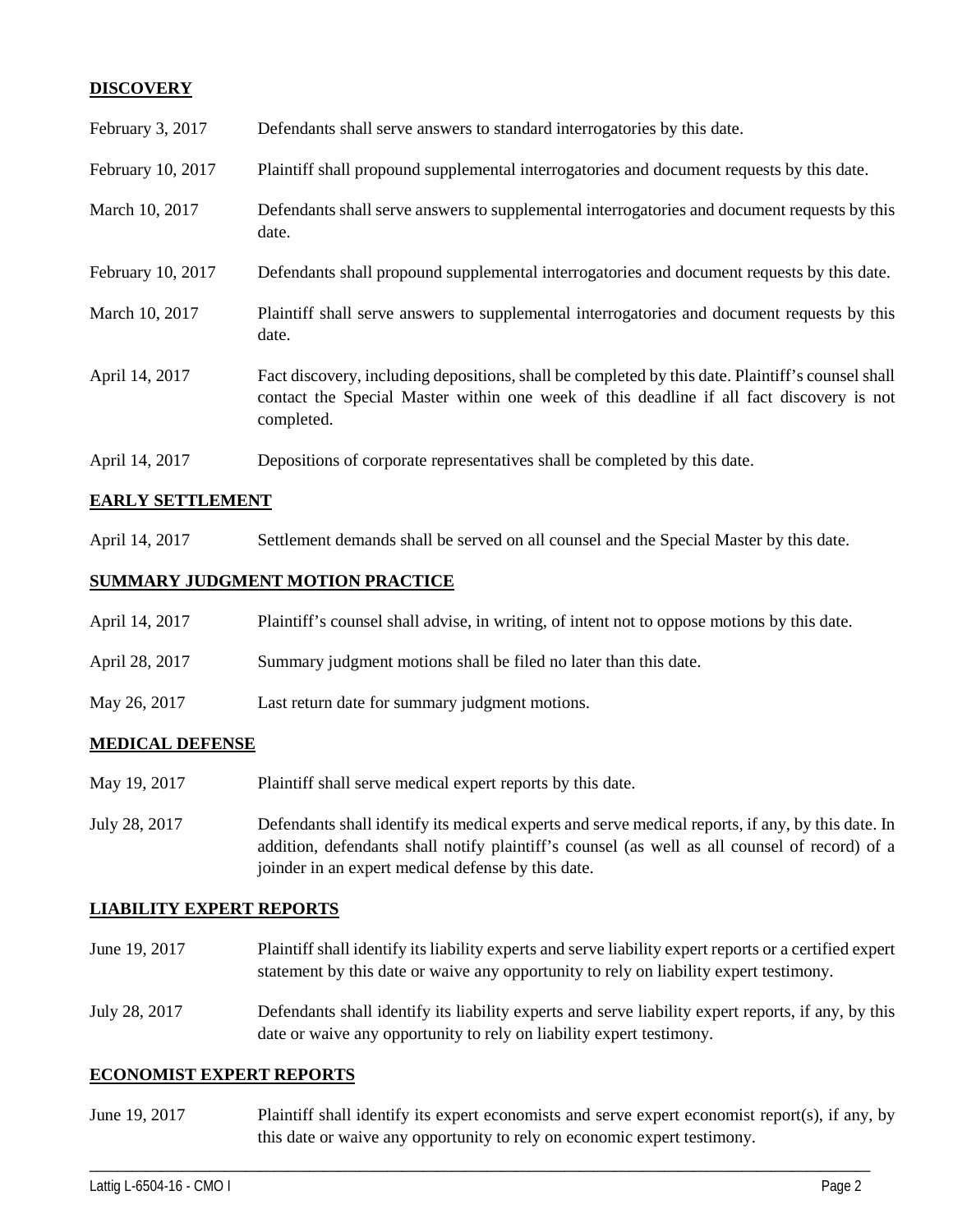**DISCOVERY**

| | |
|---|---|
| February 3, 2017 | Defendants shall serve answers to standard interrogatories by this date. |
| February 10, 2017 | Plaintiff shall propound supplemental interrogatories and document requests by this date. |
| March 10, 2017 | Defendants shall serve answers to supplemental interrogatories and document requests by this date. |
| February 10, 2017 | Defendants shall propound supplemental interrogatories and document requests by this date. |
| March 10, 2017 | Plaintiff shall serve answers to supplemental interrogatories and document requests by this date. |
| April 14, 2017 | Fact discovery, including depositions, shall be completed by this date. Plaintiff's counsel shall contact the Special Master within one week of this deadline if all fact discovery is not completed. |
| April 14, 2017 | Depositions of corporate representatives shall be completed by this date. |

**EARLY SETTLEMENT**

| | |
|---|---|
| April 14, 2017 | Settlement demands shall be served on all counsel and the Special Master by this date. |

**SUMMARY JUDGMENT MOTION PRACTICE**

| | |
|---|---|
| April 14, 2017 | Plaintiff's counsel shall advise, in writing, of intent not to oppose motions by this date. |
| April 28, 2017 | Summary judgment motions shall be filed no later than this date. |
| May 26, 2017 | Last return date for summary judgment motions. |

**MEDICAL DEFENSE**

| | |
|---|---|
| May 19, 2017 | Plaintiff shall serve medical expert reports by this date. |
| July 28, 2017 | Defendants shall identify its medical experts and serve medical reports, if any, by this date. In addition, defendants shall notify plaintiff's counsel (as well as all counsel of record) of a joinder in an expert medical defense by this date. |

**LIABILITY EXPERT REPORTS**

| | |
|---|---|
| June 19, 2017 | Plaintiff shall identify its liability experts and serve liability expert reports or a certified expert statement by this date or waive any opportunity to rely on liability expert testimony. |
| July 28, 2017 | Defendants shall identify its liability experts and serve liability expert reports, if any, by this date or waive any opportunity to rely on liability expert testimony. |

**ECONOMIST EXPERT REPORTS**

| | |
|---|---|
| June 19, 2017 | Plaintiff shall identify its expert economists and serve expert economist report(s), if any, by this date or waive any opportunity to rely on economic expert testimony. |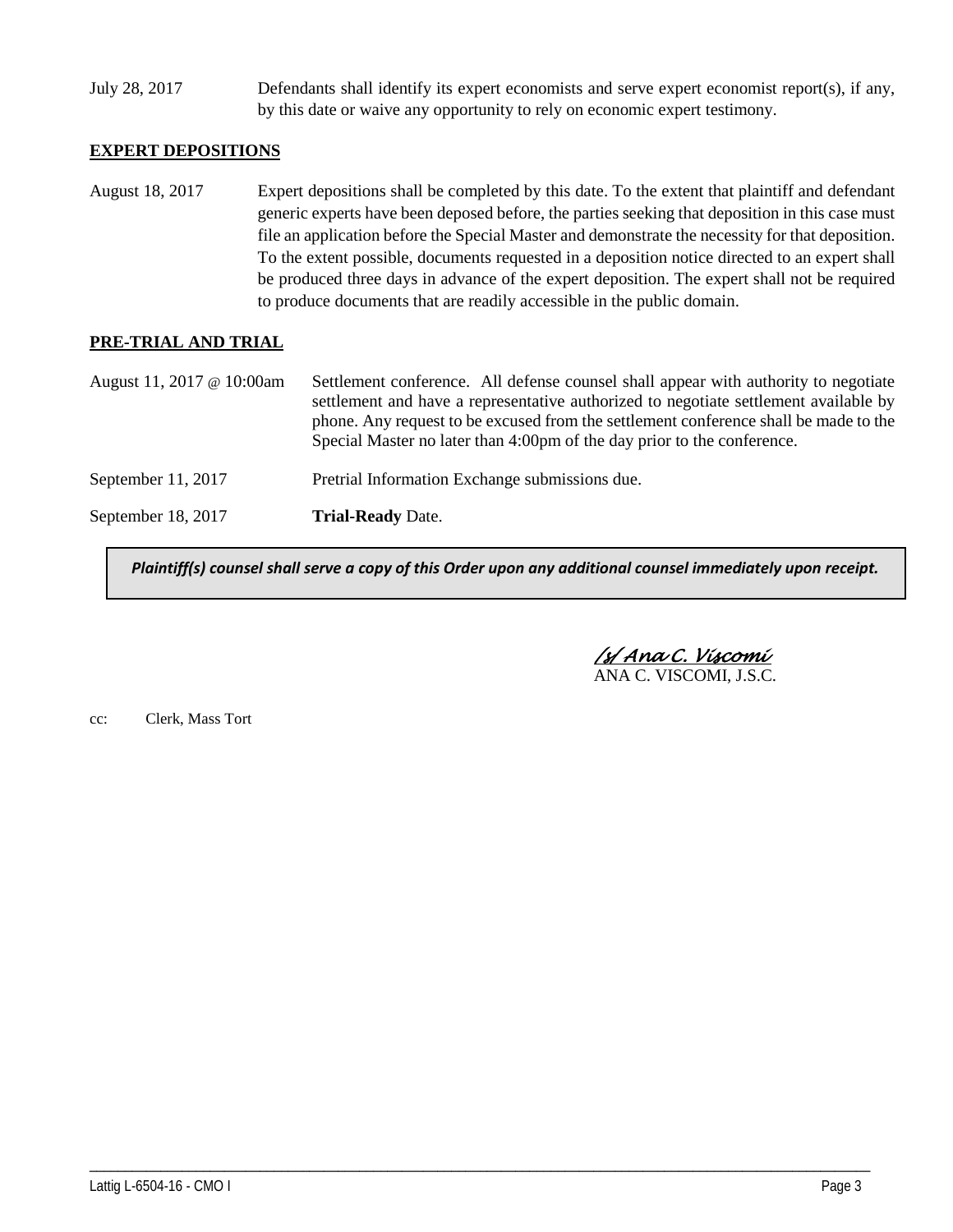| | |
|---|---|
| July 28, 2017 | Defendants shall identify its expert economists and serve expert economist report(s), if any, by this date or waive any opportunity to rely on economic expert testimony. |

## **EXPERT DEPOSITIONS**

| | |
|---|---|
| August 18, 2017 | Expert depositions shall be completed by this date. To the extent that plaintiff and defendant generic experts have been deposed before, the parties seeking that deposition in this case must file an application before the Special Master and demonstrate the necessity for that deposition. To the extent possible, documents requested in a deposition notice directed to an expert shall be produced three days in advance of the expert deposition. The expert shall not be required to produce documents that are readily accessible in the public domain. |

## **PRE-TRIAL AND TRIAL**

| | |
|---|---|
| August 11, 2017 @ 10:00am | Settlement conference. All defense counsel shall appear with authority to negotiate settlement and have a representative authorized to negotiate settlement available by phone. Any request to be excused from the settlement conference shall be made to the Special Master no later than 4:00pm of the day prior to the conference. |
| September 11, 2017 | Pretrial Information Exchange submissions due. |
| September 18, 2017 | **Trial-Ready** Date. |

***Plaintiff(s) counsel shall serve a copy of this Order upon any additional counsel immediately upon receipt.***

*/s/ Ana C. Viscomi*
ANA C. VISCOMI, J.S.C.

cc: Clerk, Mass Tort